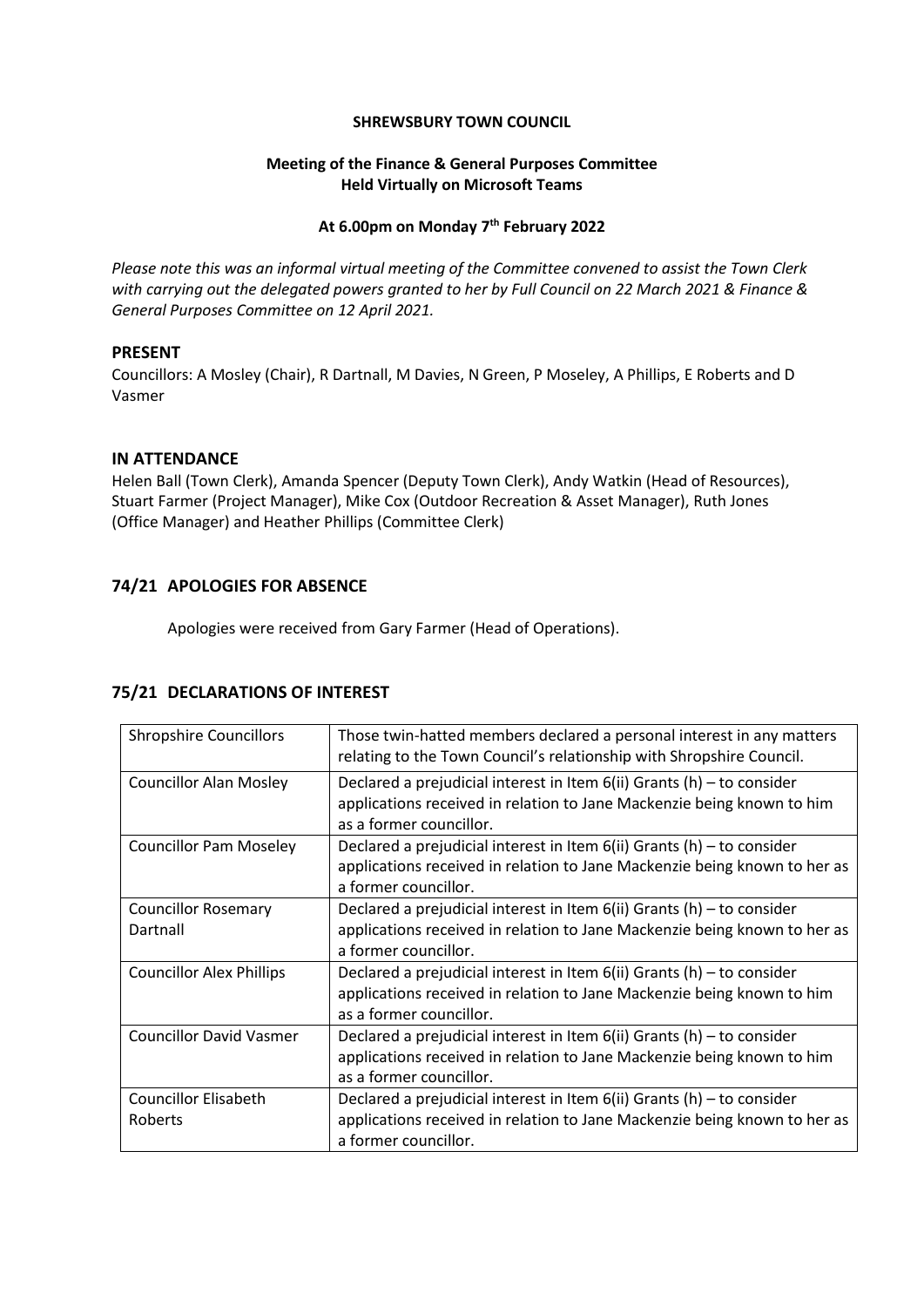**SHREWSBURY TOWN COUNCIL**

**Meeting of the Finance & General Purposes Committee**
**Held Virtually on Microsoft Teams**

**At 6.00pm on Monday 7th February 2022**

*Please note this was an informal virtual meeting of the Committee convened to assist the Town Clerk with carrying out the delegated powers granted to her by Full Council on 22 March 2021 & Finance & General Purposes Committee on 12 April 2021.*

## PRESENT

Councillors: A Mosley (Chair), R Dartnall, M Davies, N Green, P Moseley, A Phillips, E Roberts and D Vasmer

## IN ATTENDANCE

Helen Ball (Town Clerk), Amanda Spencer (Deputy Town Clerk), Andy Watkin (Head of Resources), Stuart Farmer (Project Manager), Mike Cox (Outdoor Recreation & Asset Manager), Ruth Jones (Office Manager) and Heather Phillips (Committee Clerk)

## 74/21 APOLOGIES FOR ABSENCE

Apologies were received from Gary Farmer (Head of Operations).

## 75/21 DECLARATIONS OF INTEREST

| Shropshire Councillors | Those twin-hatted members declared a personal interest in any matters relating to the Town Council's relationship with Shropshire Council. |
|---|---|
| Councillor Alan Mosley | Declared a prejudicial interest in Item 6(ii) Grants (h) – to consider applications received in relation to Jane Mackenzie being known to him as a former councillor. |
| Councillor Pam Moseley | Declared a prejudicial interest in Item 6(ii) Grants (h) – to consider applications received in relation to Jane Mackenzie being known to her as a former councillor. |
| Councillor Rosemary Dartnall | Declared a prejudicial interest in Item 6(ii) Grants (h) – to consider applications received in relation to Jane Mackenzie being known to her as a former councillor. |
| Councillor Alex Phillips | Declared a prejudicial interest in Item 6(ii) Grants (h) – to consider applications received in relation to Jane Mackenzie being known to him as a former councillor. |
| Councillor David Vasmer | Declared a prejudicial interest in Item 6(ii) Grants (h) – to consider applications received in relation to Jane Mackenzie being known to him as a former councillor. |
| Councillor Elisabeth Roberts | Declared a prejudicial interest in Item 6(ii) Grants (h) – to consider applications received in relation to Jane Mackenzie being known to her as a former councillor. |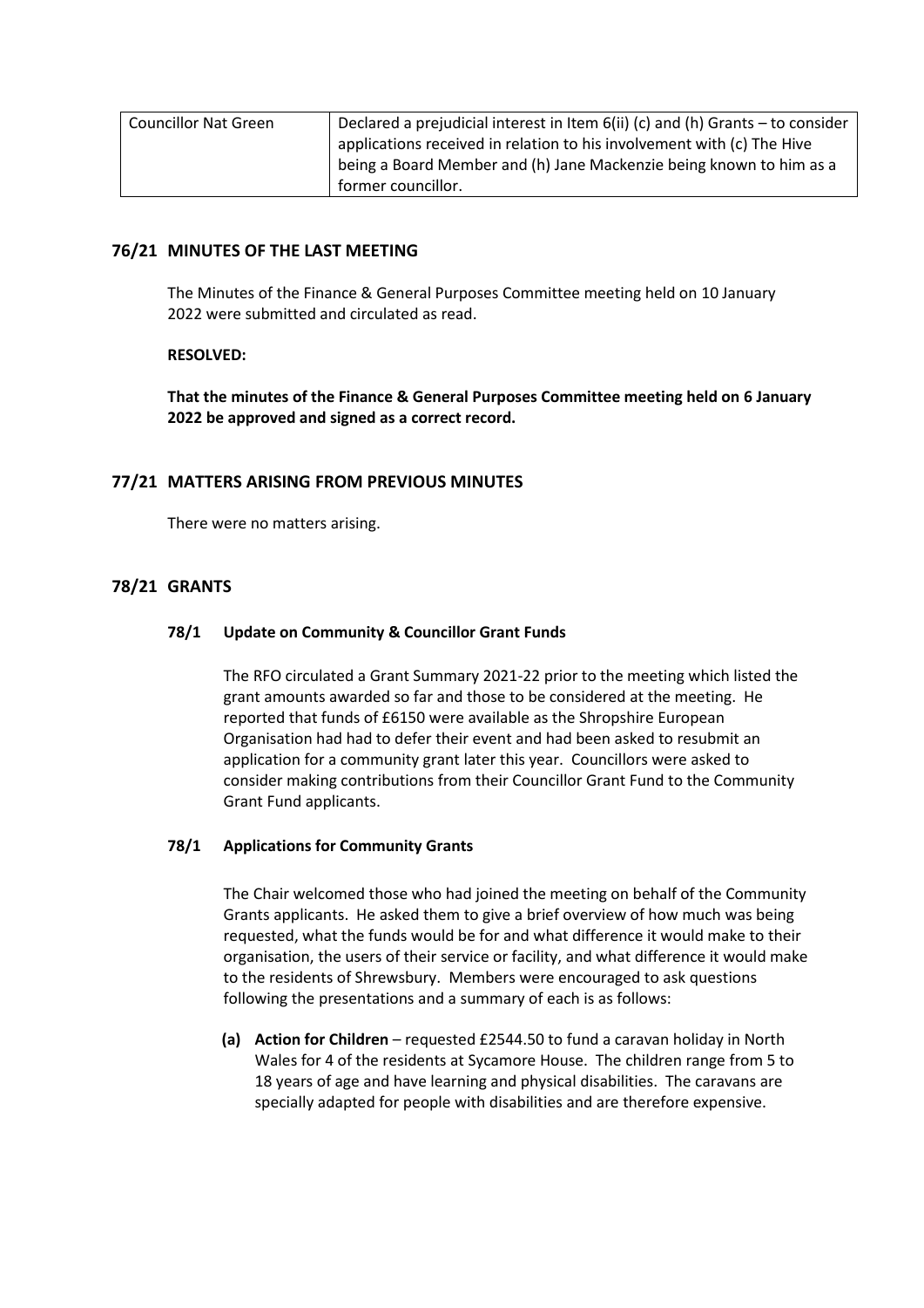| | |
|---|---|
| Councillor Nat Green | Declared a prejudicial interest in Item 6(ii) (c) and (h) Grants – to consider applications received in relation to his involvement with (c) The Hive being a Board Member and (h) Jane Mackenzie being known to him as a former councillor. |

## 76/21 MINUTES OF THE LAST MEETING

The Minutes of the Finance & General Purposes Committee meeting held on 10 January 2022 were submitted and circulated as read.

**RESOLVED:**

**That the minutes of the Finance & General Purposes Committee meeting held on 6 January 2022 be approved and signed as a correct record.**

## 77/21 MATTERS ARISING FROM PREVIOUS MINUTES

There were no matters arising.

## 78/21 GRANTS

### 78/1 Update on Community & Councillor Grant Funds

The RFO circulated a Grant Summary 2021-22 prior to the meeting which listed the grant amounts awarded so far and those to be considered at the meeting. He reported that funds of £6150 were available as the Shropshire European Organisation had had to defer their event and had been asked to resubmit an application for a community grant later this year. Councillors were asked to consider making contributions from their Councillor Grant Fund to the Community Grant Fund applicants.

### 78/1 Applications for Community Grants

The Chair welcomed those who had joined the meeting on behalf of the Community Grants applicants. He asked them to give a brief overview of how much was being requested, what the funds would be for and what difference it would make to their organisation, the users of their service or facility, and what difference it would make to the residents of Shrewsbury. Members were encouraged to ask questions following the presentations and a summary of each is as follows:

**(a) Action for Children** – requested £2544.50 to fund a caravan holiday in North Wales for 4 of the residents at Sycamore House. The children range from 5 to 18 years of age and have learning and physical disabilities. The caravans are specially adapted for people with disabilities and are therefore expensive.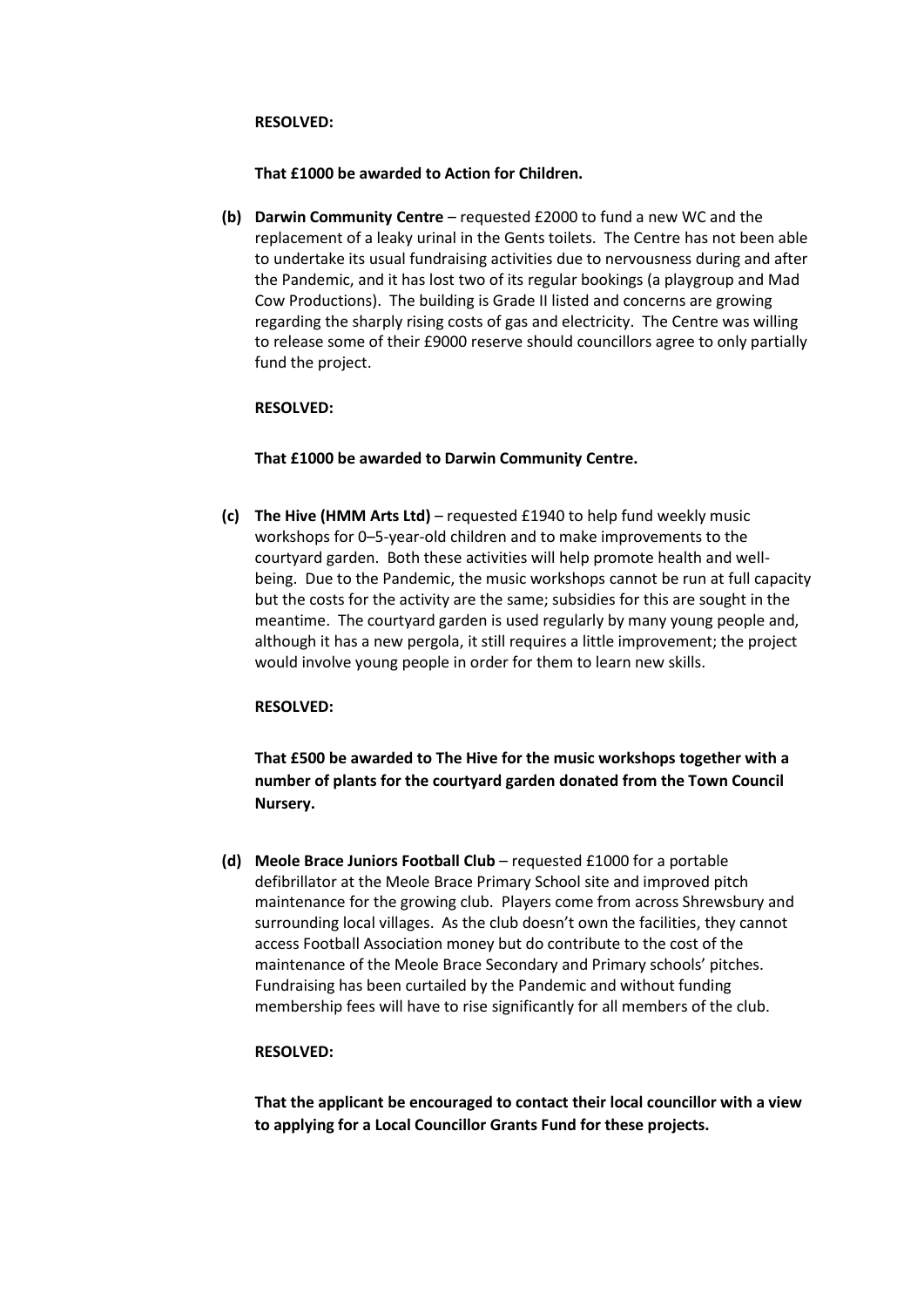**RESOLVED:**

**That £1000 be awarded to Action for Children.**

**(b) Darwin Community Centre** – requested £2000 to fund a new WC and the replacement of a leaky urinal in the Gents toilets. The Centre has not been able to undertake its usual fundraising activities due to nervousness during and after the Pandemic, and it has lost two of its regular bookings (a playgroup and Mad Cow Productions). The building is Grade II listed and concerns are growing regarding the sharply rising costs of gas and electricity. The Centre was willing to release some of their £9000 reserve should councillors agree to only partially fund the project.

**RESOLVED:**

**That £1000 be awarded to Darwin Community Centre.**

**(c) The Hive (HMM Arts Ltd)** – requested £1940 to help fund weekly music workshops for 0–5-year-old children and to make improvements to the courtyard garden. Both these activities will help promote health and well-being. Due to the Pandemic, the music workshops cannot be run at full capacity but the costs for the activity are the same; subsidies for this are sought in the meantime. The courtyard garden is used regularly by many young people and, although it has a new pergola, it still requires a little improvement; the project would involve young people in order for them to learn new skills.

**RESOLVED:**

**That £500 be awarded to The Hive for the music workshops together with a number of plants for the courtyard garden donated from the Town Council Nursery.**

**(d) Meole Brace Juniors Football Club** – requested £1000 for a portable defibrillator at the Meole Brace Primary School site and improved pitch maintenance for the growing club. Players come from across Shrewsbury and surrounding local villages. As the club doesn't own the facilities, they cannot access Football Association money but do contribute to the cost of the maintenance of the Meole Brace Secondary and Primary schools' pitches. Fundraising has been curtailed by the Pandemic and without funding membership fees will have to rise significantly for all members of the club.

**RESOLVED:**

**That the applicant be encouraged to contact their local councillor with a view to applying for a Local Councillor Grants Fund for these projects.**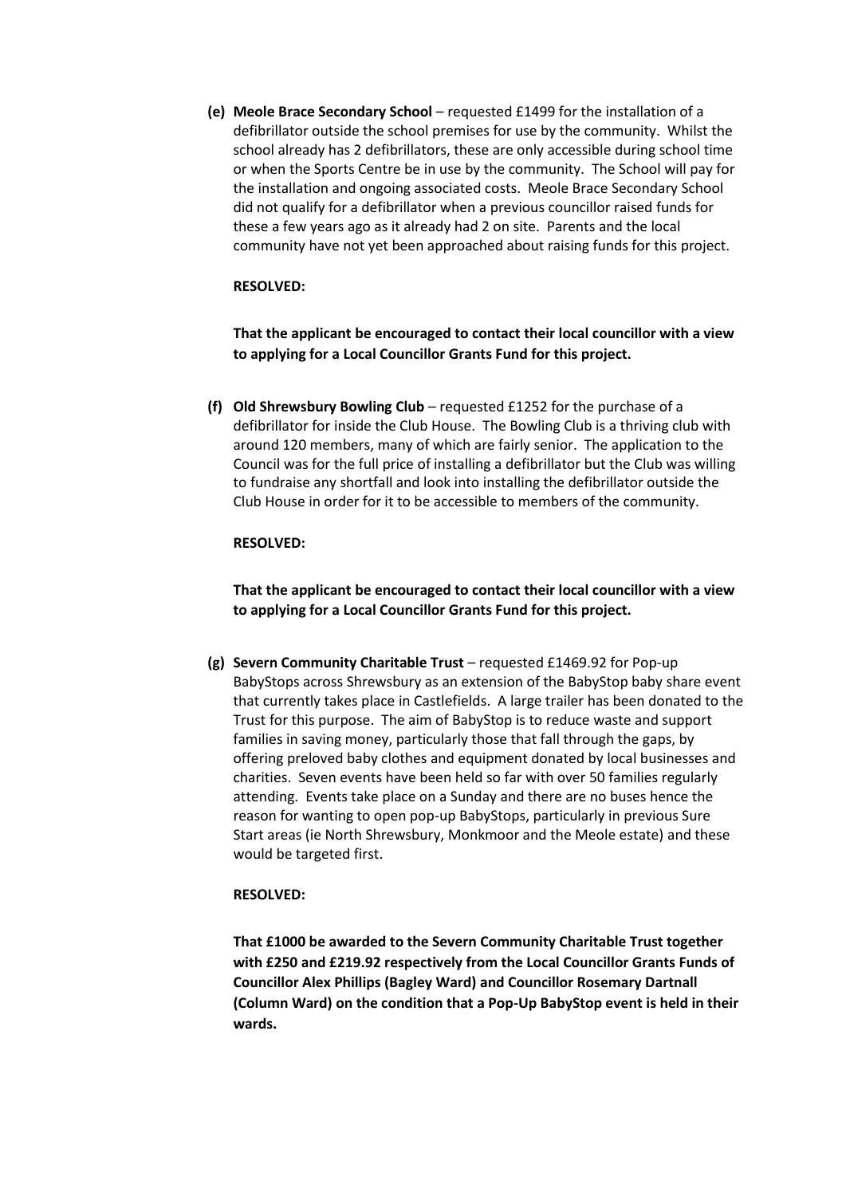**(e) Meole Brace Secondary School** – requested £1499 for the installation of a defibrillator outside the school premises for use by the community. Whilst the school already has 2 defibrillators, these are only accessible during school time or when the Sports Centre be in use by the community. The School will pay for the installation and ongoing associated costs. Meole Brace Secondary School did not qualify for a defibrillator when a previous councillor raised funds for these a few years ago as it already had 2 on site. Parents and the local community have not yet been approached about raising funds for this project.

**RESOLVED:**

**That the applicant be encouraged to contact their local councillor with a view to applying for a Local Councillor Grants Fund for this project.**

**(f) Old Shrewsbury Bowling Club** – requested £1252 for the purchase of a defibrillator for inside the Club House. The Bowling Club is a thriving club with around 120 members, many of which are fairly senior. The application to the Council was for the full price of installing a defibrillator but the Club was willing to fundraise any shortfall and look into installing the defibrillator outside the Club House in order for it to be accessible to members of the community.

**RESOLVED:**

**That the applicant be encouraged to contact their local councillor with a view to applying for a Local Councillor Grants Fund for this project.**

**(g) Severn Community Charitable Trust** – requested £1469.92 for Pop-up BabyStops across Shrewsbury as an extension of the BabyStop baby share event that currently takes place in Castlefields. A large trailer has been donated to the Trust for this purpose. The aim of BabyStop is to reduce waste and support families in saving money, particularly those that fall through the gaps, by offering preloved baby clothes and equipment donated by local businesses and charities. Seven events have been held so far with over 50 families regularly attending. Events take place on a Sunday and there are no buses hence the reason for wanting to open pop-up BabyStops, particularly in previous Sure Start areas (ie North Shrewsbury, Monkmoor and the Meole estate) and these would be targeted first.

**RESOLVED:**

**That £1000 be awarded to the Severn Community Charitable Trust together with £250 and £219.92 respectively from the Local Councillor Grants Funds of Councillor Alex Phillips (Bagley Ward) and Councillor Rosemary Dartnall (Column Ward) on the condition that a Pop-Up BabyStop event is held in their wards.**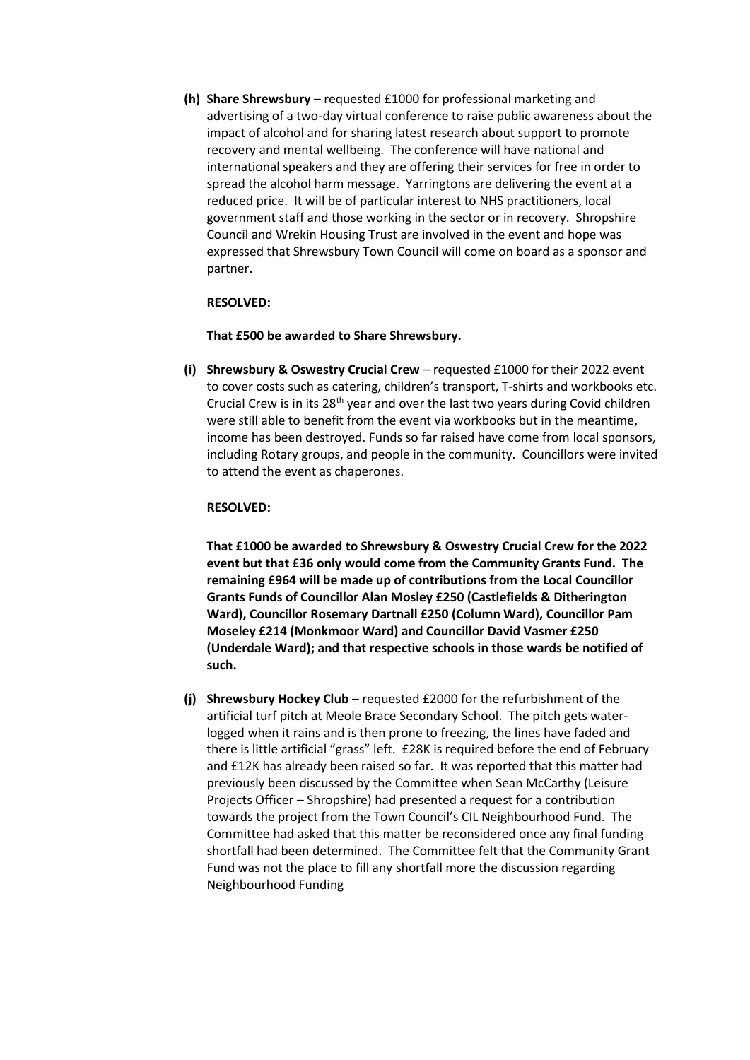**(h) Share Shrewsbury** – requested £1000 for professional marketing and advertising of a two-day virtual conference to raise public awareness about the impact of alcohol and for sharing latest research about support to promote recovery and mental wellbeing. The conference will have national and international speakers and they are offering their services for free in order to spread the alcohol harm message. Yarringtons are delivering the event at a reduced price. It will be of particular interest to NHS practitioners, local government staff and those working in the sector or in recovery. Shropshire Council and Wrekin Housing Trust are involved in the event and hope was expressed that Shrewsbury Town Council will come on board as a sponsor and partner.

**RESOLVED:**

**That £500 be awarded to Share Shrewsbury.**

**(i) Shrewsbury & Oswestry Crucial Crew** – requested £1000 for their 2022 event to cover costs such as catering, children's transport, T-shirts and workbooks etc. Crucial Crew is in its 28th year and over the last two years during Covid children were still able to benefit from the event via workbooks but in the meantime, income has been destroyed. Funds so far raised have come from local sponsors, including Rotary groups, and people in the community. Councillors were invited to attend the event as chaperones.

**RESOLVED:**

**That £1000 be awarded to Shrewsbury & Oswestry Crucial Crew for the 2022 event but that £36 only would come from the Community Grants Fund. The remaining £964 will be made up of contributions from the Local Councillor Grants Funds of Councillor Alan Mosley £250 (Castlefields & Ditherington Ward), Councillor Rosemary Dartnall £250 (Column Ward), Councillor Pam Moseley £214 (Monkmoor Ward) and Councillor David Vasmer £250 (Underdale Ward); and that respective schools in those wards be notified of such.**

**(j) Shrewsbury Hockey Club** – requested £2000 for the refurbishment of the artificial turf pitch at Meole Brace Secondary School. The pitch gets water-logged when it rains and is then prone to freezing, the lines have faded and there is little artificial "grass" left. £28K is required before the end of February and £12K has already been raised so far. It was reported that this matter had previously been discussed by the Committee when Sean McCarthy (Leisure Projects Officer – Shropshire) had presented a request for a contribution towards the project from the Town Council's CIL Neighbourhood Fund. The Committee had asked that this matter be reconsidered once any final funding shortfall had been determined. The Committee felt that the Community Grant Fund was not the place to fill any shortfall more the discussion regarding Neighbourhood Funding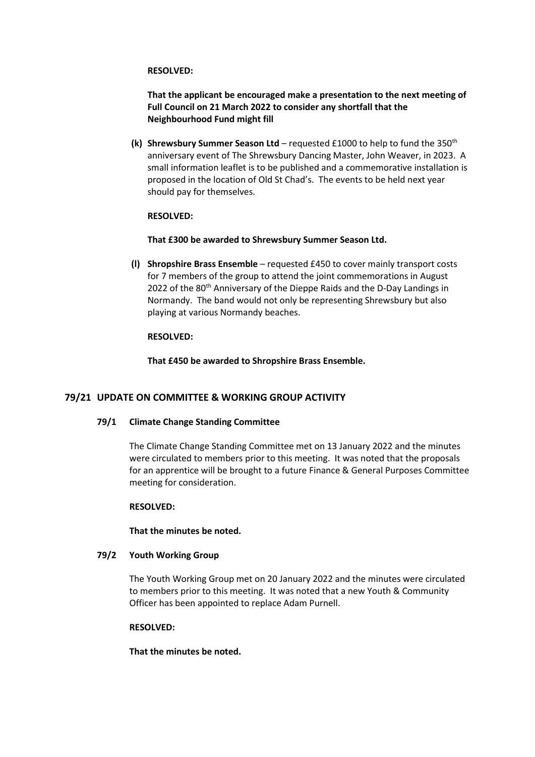**RESOLVED:**

**That the applicant be encouraged make a presentation to the next meeting of Full Council on 21 March 2022 to consider any shortfall that the Neighbourhood Fund might fill**

**(k) Shrewsbury Summer Season Ltd** – requested £1000 to help to fund the 350th anniversary event of The Shrewsbury Dancing Master, John Weaver, in 2023. A small information leaflet is to be published and a commemorative installation is proposed in the location of Old St Chad's. The events to be held next year should pay for themselves.

**RESOLVED:**

**That £300 be awarded to Shrewsbury Summer Season Ltd.**

**(l) Shropshire Brass Ensemble** – requested £450 to cover mainly transport costs for 7 members of the group to attend the joint commemorations in August 2022 of the 80th Anniversary of the Dieppe Raids and the D-Day Landings in Normandy. The band would not only be representing Shrewsbury but also playing at various Normandy beaches.

**RESOLVED:**

**That £450 be awarded to Shropshire Brass Ensemble.**

## 79/21 UPDATE ON COMMITTEE & WORKING GROUP ACTIVITY

### 79/1 Climate Change Standing Committee

The Climate Change Standing Committee met on 13 January 2022 and the minutes were circulated to members prior to this meeting. It was noted that the proposals for an apprentice will be brought to a future Finance & General Purposes Committee meeting for consideration.

**RESOLVED:**

**That the minutes be noted.**

### 79/2 Youth Working Group

The Youth Working Group met on 20 January 2022 and the minutes were circulated to members prior to this meeting. It was noted that a new Youth & Community Officer has been appointed to replace Adam Purnell.

**RESOLVED:**

**That the minutes be noted.**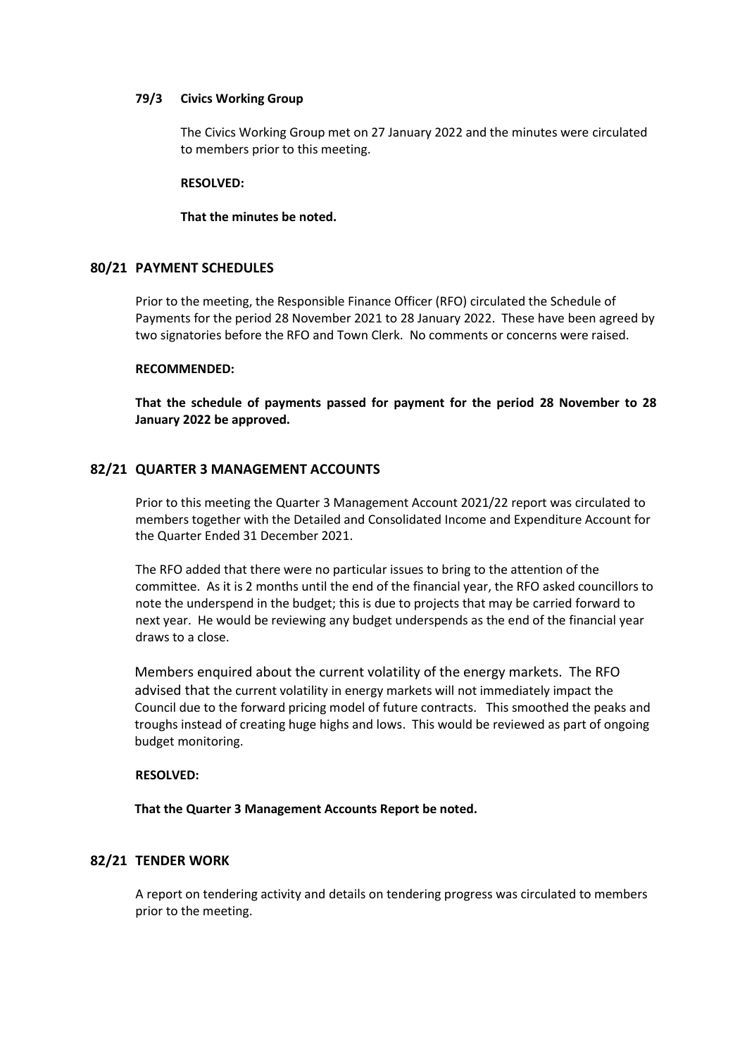### 79/3 Civics Working Group

The Civics Working Group met on 27 January 2022 and the minutes were circulated to members prior to this meeting.

**RESOLVED:**

**That the minutes be noted.**

## 80/21 PAYMENT SCHEDULES

Prior to the meeting, the Responsible Finance Officer (RFO) circulated the Schedule of Payments for the period 28 November 2021 to 28 January 2022. These have been agreed by two signatories before the RFO and Town Clerk. No comments or concerns were raised.

**RECOMMENDED:**

**That the schedule of payments passed for payment for the period 28 November to 28 January 2022 be approved.**

## 82/21 QUARTER 3 MANAGEMENT ACCOUNTS

Prior to this meeting the Quarter 3 Management Account 2021/22 report was circulated to members together with the Detailed and Consolidated Income and Expenditure Account for the Quarter Ended 31 December 2021.

The RFO added that there were no particular issues to bring to the attention of the committee. As it is 2 months until the end of the financial year, the RFO asked councillors to note the underspend in the budget; this is due to projects that may be carried forward to next year. He would be reviewing any budget underspends as the end of the financial year draws to a close.

Members enquired about the current volatility of the energy markets. The RFO advised that the current volatility in energy markets will not immediately impact the Council due to the forward pricing model of future contracts. This smoothed the peaks and troughs instead of creating huge highs and lows. This would be reviewed as part of ongoing budget monitoring.

**RESOLVED:**

**That the Quarter 3 Management Accounts Report be noted.**

## 82/21 TENDER WORK

A report on tendering activity and details on tendering progress was circulated to members prior to the meeting.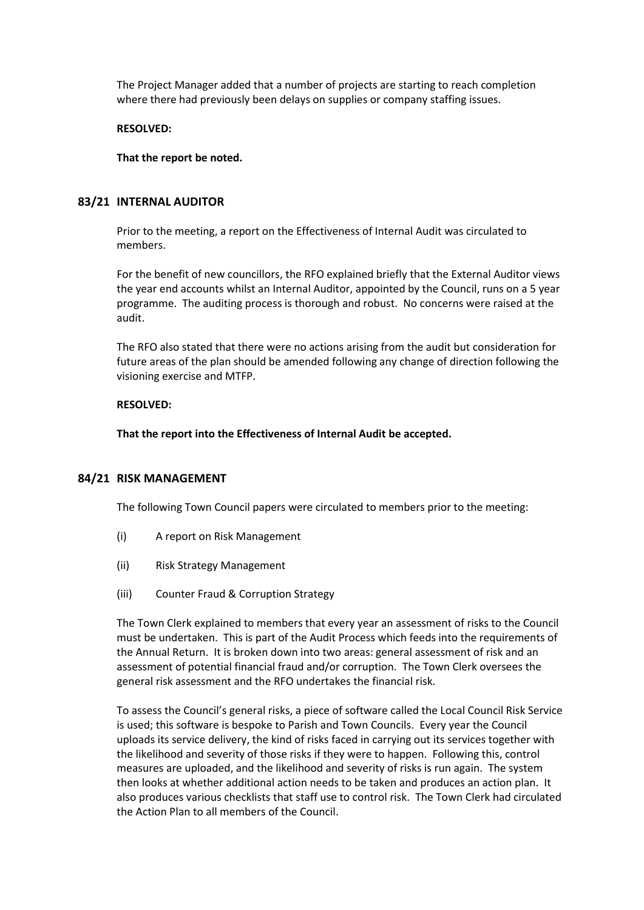The Project Manager added that a number of projects are starting to reach completion where there had previously been delays on supplies or company staffing issues.

**RESOLVED:**

**That the report be noted.**

## 83/21 INTERNAL AUDITOR

Prior to the meeting, a report on the Effectiveness of Internal Audit was circulated to members.

For the benefit of new councillors, the RFO explained briefly that the External Auditor views the year end accounts whilst an Internal Auditor, appointed by the Council, runs on a 5 year programme. The auditing process is thorough and robust. No concerns were raised at the audit.

The RFO also stated that there were no actions arising from the audit but consideration for future areas of the plan should be amended following any change of direction following the visioning exercise and MTFP.

**RESOLVED:**

**That the report into the Effectiveness of Internal Audit be accepted.**

## 84/21 RISK MANAGEMENT

The following Town Council papers were circulated to members prior to the meeting:

(i) A report on Risk Management

(ii) Risk Strategy Management

(iii) Counter Fraud & Corruption Strategy

The Town Clerk explained to members that every year an assessment of risks to the Council must be undertaken. This is part of the Audit Process which feeds into the requirements of the Annual Return. It is broken down into two areas: general assessment of risk and an assessment of potential financial fraud and/or corruption. The Town Clerk oversees the general risk assessment and the RFO undertakes the financial risk.

To assess the Council's general risks, a piece of software called the Local Council Risk Service is used; this software is bespoke to Parish and Town Councils. Every year the Council uploads its service delivery, the kind of risks faced in carrying out its services together with the likelihood and severity of those risks if they were to happen. Following this, control measures are uploaded, and the likelihood and severity of risks is run again. The system then looks at whether additional action needs to be taken and produces an action plan. It also produces various checklists that staff use to control risk. The Town Clerk had circulated the Action Plan to all members of the Council.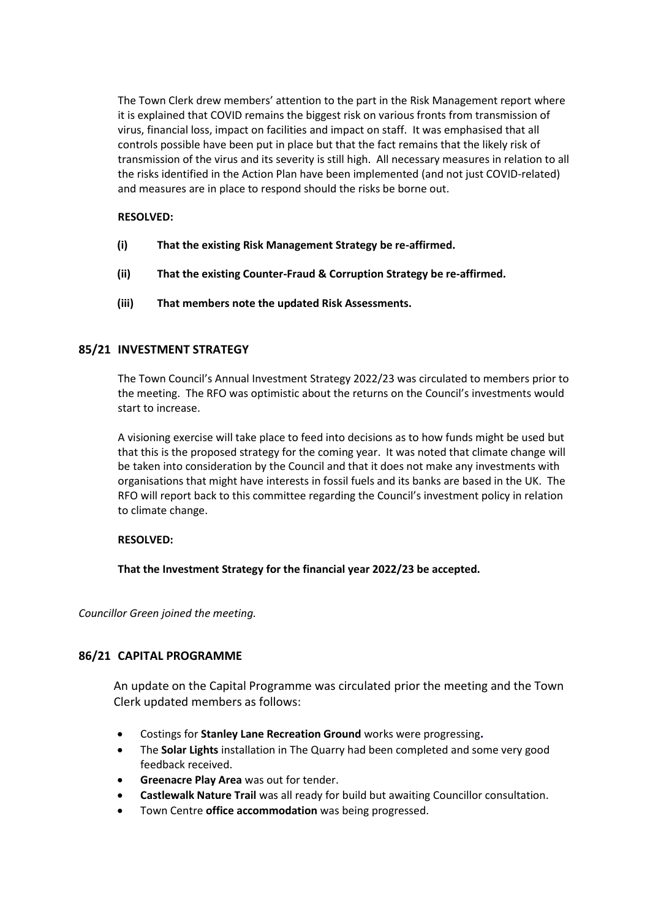The Town Clerk drew members' attention to the part in the Risk Management report where it is explained that COVID remains the biggest risk on various fronts from transmission of virus, financial loss, impact on facilities and impact on staff. It was emphasised that all controls possible have been put in place but that the fact remains that the likely risk of transmission of the virus and its severity is still high. All necessary measures in relation to all the risks identified in the Action Plan have been implemented (and not just COVID-related) and measures are in place to respond should the risks be borne out.

**RESOLVED:**

**(i) That the existing Risk Management Strategy be re-affirmed.**

**(ii) That the existing Counter-Fraud & Corruption Strategy be re-affirmed.**

**(iii) That members note the updated Risk Assessments.**

## 85/21 INVESTMENT STRATEGY

The Town Council's Annual Investment Strategy 2022/23 was circulated to members prior to the meeting. The RFO was optimistic about the returns on the Council's investments would start to increase.

A visioning exercise will take place to feed into decisions as to how funds might be used but that this is the proposed strategy for the coming year. It was noted that climate change will be taken into consideration by the Council and that it does not make any investments with organisations that might have interests in fossil fuels and its banks are based in the UK. The RFO will report back to this committee regarding the Council's investment policy in relation to climate change.

**RESOLVED:**

**That the Investment Strategy for the financial year 2022/23 be accepted.**

*Councillor Green joined the meeting.*

## 86/21 CAPITAL PROGRAMME

An update on the Capital Programme was circulated prior the meeting and the Town Clerk updated members as follows:

- Costings for **Stanley Lane Recreation Ground** works were progressing**.**
- The **Solar Lights** installation in The Quarry had been completed and some very good feedback received.
- **Greenacre Play Area** was out for tender.
- **Castlewalk Nature Trail** was all ready for build but awaiting Councillor consultation.
- Town Centre **office accommodation** was being progressed.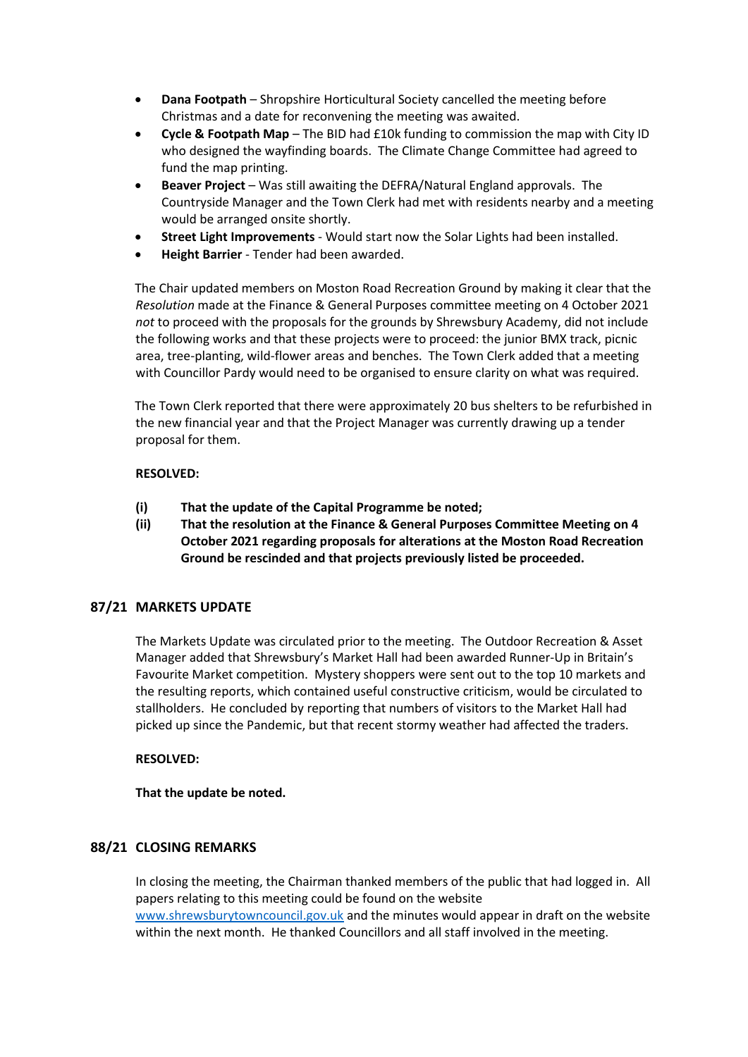- **Dana Footpath** – Shropshire Horticultural Society cancelled the meeting before Christmas and a date for reconvening the meeting was awaited.
- **Cycle & Footpath Map** – The BID had £10k funding to commission the map with City ID who designed the wayfinding boards. The Climate Change Committee had agreed to fund the map printing.
- **Beaver Project** – Was still awaiting the DEFRA/Natural England approvals. The Countryside Manager and the Town Clerk had met with residents nearby and a meeting would be arranged onsite shortly.
- **Street Light Improvements** - Would start now the Solar Lights had been installed.
- **Height Barrier** - Tender had been awarded.

The Chair updated members on Moston Road Recreation Ground by making it clear that the *Resolution* made at the Finance & General Purposes committee meeting on 4 October 2021 *not* to proceed with the proposals for the grounds by Shrewsbury Academy, did not include the following works and that these projects were to proceed: the junior BMX track, picnic area, tree-planting, wild-flower areas and benches. The Town Clerk added that a meeting with Councillor Pardy would need to be organised to ensure clarity on what was required.

The Town Clerk reported that there were approximately 20 bus shelters to be refurbished in the new financial year and that the Project Manager was currently drawing up a tender proposal for them.

**RESOLVED:**

**(i) That the update of the Capital Programme be noted;**

**(ii) That the resolution at the Finance & General Purposes Committee Meeting on 4 October 2021 regarding proposals for alterations at the Moston Road Recreation Ground be rescinded and that projects previously listed be proceeded.**

## 87/21 MARKETS UPDATE

The Markets Update was circulated prior to the meeting. The Outdoor Recreation & Asset Manager added that Shrewsbury's Market Hall had been awarded Runner-Up in Britain's Favourite Market competition. Mystery shoppers were sent out to the top 10 markets and the resulting reports, which contained useful constructive criticism, would be circulated to stallholders. He concluded by reporting that numbers of visitors to the Market Hall had picked up since the Pandemic, but that recent stormy weather had affected the traders.

**RESOLVED:**

**That the update be noted.**

## 88/21 CLOSING REMARKS

In closing the meeting, the Chairman thanked members of the public that had logged in. All papers relating to this meeting could be found on the website [www.shrewsburytowncouncil.gov.uk](http://www.shrewsburytowncouncil.gov.uk) and the minutes would appear in draft on the website within the next month. He thanked Councillors and all staff involved in the meeting.